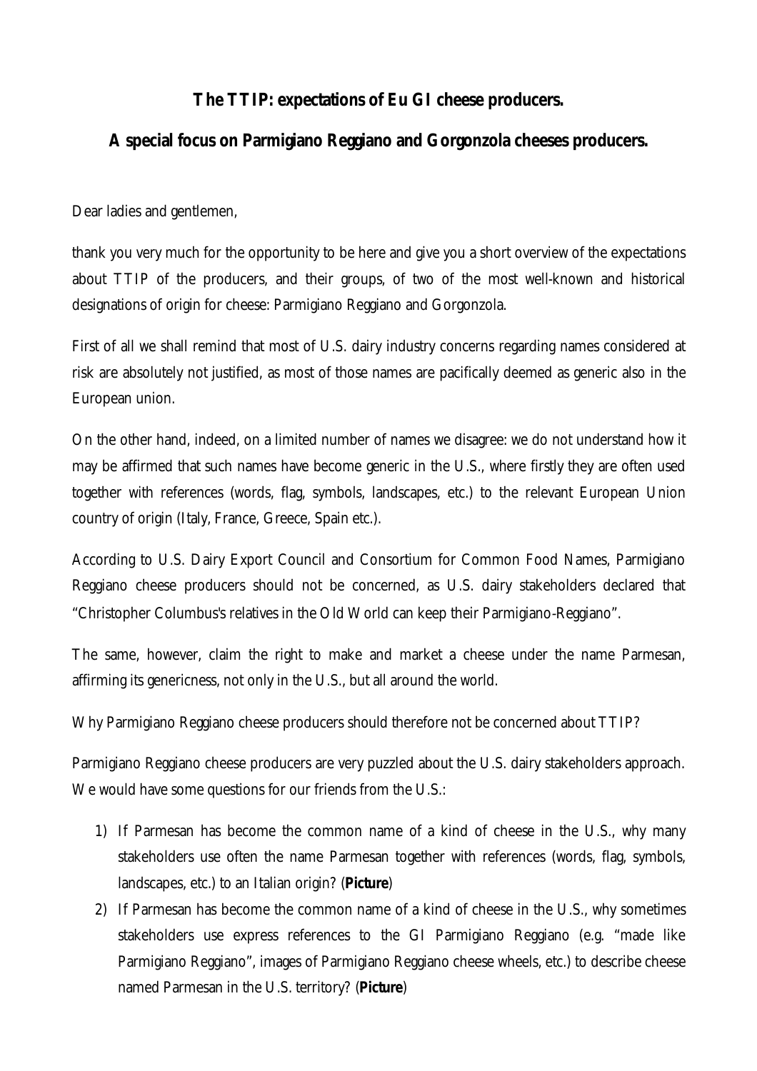# The TTIP: expectations of Eu GI cheese producers.

## A special focus on Parmigiano Reggiano and Gorgonzola cheeses producers.

Dear ladies and gentlemen,

thank you very much for the opportunity to be here and give you a short overview of the expectations about TTIP of the producers, and their groups, of two of the most well-known and historical designations of origin for cheese: Parmigiano Reggiano and Gorgonzola.

First of all we shall remind that most of U.S. dairy industry concerns regarding names considered at risk are absolutely not justified, as most of those names are pacifically deemed as generic also in the European union.

On the other hand, indeed, on a limited number of names we disagree: we do not understand how it may be affirmed that such names have become generic in the U.S., where firstly they are often used together with references (words, flag, symbols, landscapes, etc.) to the relevant European Union country of origin (Italy, France, Greece, Spain etc.).

According to U.S. Dairy Export Council and Consortium for Common Food Names, Parmigiano Reggiano cheese producers should not be concerned, as U.S. dairy stakeholders declared that "Christopher Columbus's relatives in the Old World can keep their Parmigiano-Reggiano".

The same, however, claim the right to make and market a cheese under the name Parmesan, affirming its genericness, not only in the U.S., but all around the world.

Why Parmigiano Reggiano cheese producers should therefore not be concerned about TTIP?

Parmigiano Reggiano cheese producers are very puzzled about the U.S. dairy stakeholders approach. We would have some questions for our friends from the U.S.:

1) If Parmesan has become the common name of a kind of cheese in the U.S., why many stakeholders use often the name Parmesan together with references (words, flag, symbols, landscapes, etc.) to an Italian origin? (**Picture**)
2) If Parmesan has become the common name of a kind of cheese in the U.S., why sometimes stakeholders use express references to the GI Parmigiano Reggiano (e.g. "made like Parmigiano Reggiano", images of Parmigiano Reggiano cheese wheels, etc.) to describe cheese named Parmesan in the U.S. territory? (**Picture**)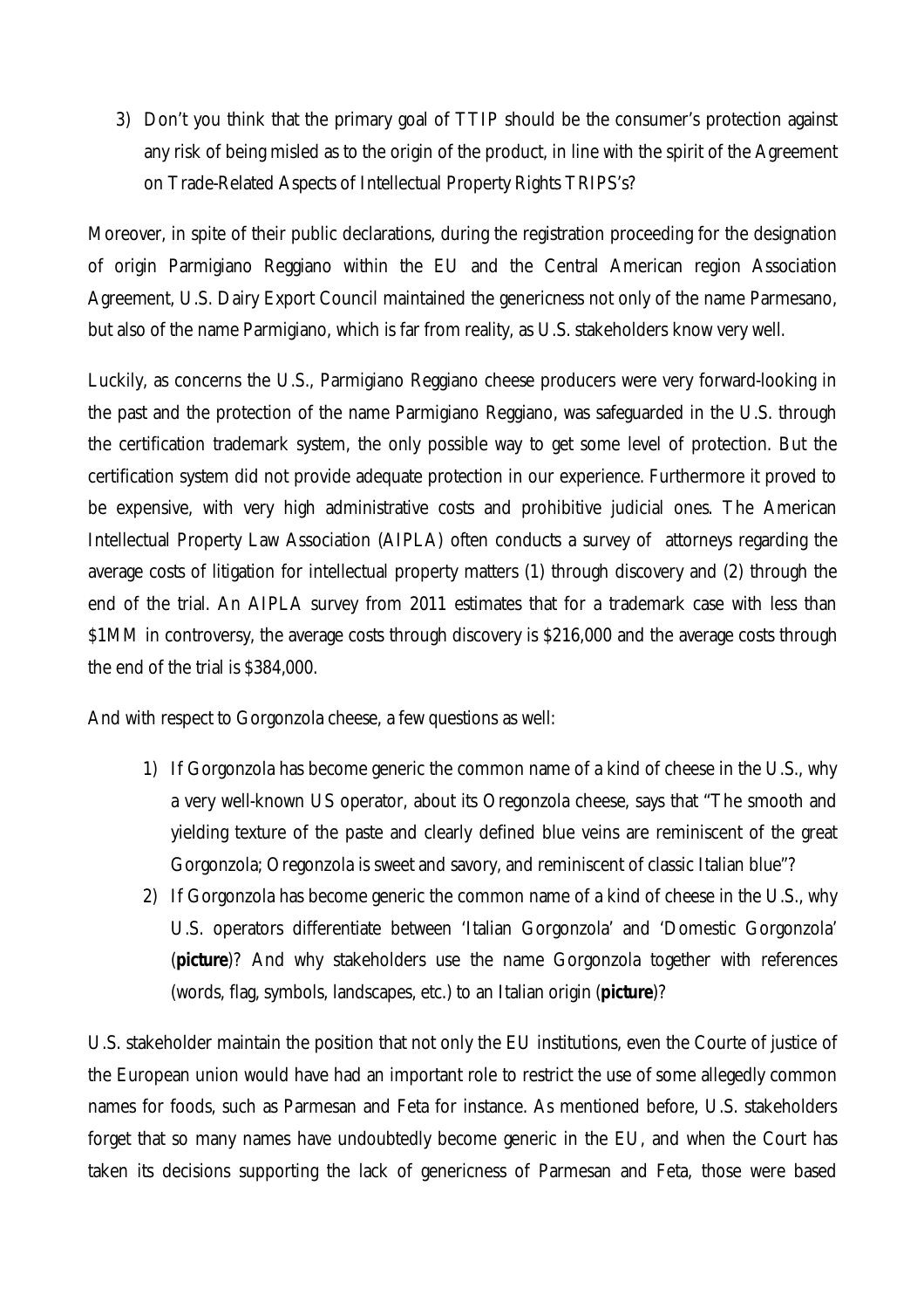3) Don't you think that the primary goal of TTIP should be the consumer's protection against any risk of being misled as to the origin of the product, in line with the spirit of the Agreement on Trade-Related Aspects of Intellectual Property Rights TRIPS's?

Moreover, in spite of their public declarations, during the registration proceeding for the designation of origin Parmigiano Reggiano within the EU and the Central American region Association Agreement, U.S. Dairy Export Council maintained the genericness not only of the name Parmesano, but also of the name Parmigiano, which is far from reality, as U.S. stakeholders know very well.

Luckily, as concerns the U.S., Parmigiano Reggiano cheese producers were very forward-looking in the past and the protection of the name Parmigiano Reggiano, was safeguarded in the U.S. through the certification trademark system, the only possible way to get some level of protection. But the certification system did not provide adequate protection in our experience. Furthermore it proved to be expensive, with very high administrative costs and prohibitive judicial ones. The American Intellectual Property Law Association (AIPLA) often conducts a survey of attorneys regarding the average costs of litigation for intellectual property matters (1) through discovery and (2) through the end of the trial. An AIPLA survey from 2011 estimates that for a trademark case with less than \$1MM in controversy, the average costs through discovery is \$216,000 and the average costs through the end of the trial is \$384,000.

And with respect to Gorgonzola cheese, a few questions as well:

1) If Gorgonzola has become generic the common name of a kind of cheese in the U.S., why a very well-known US operator, about its Oregonzola cheese, says that "The smooth and yielding texture of the paste and clearly defined blue veins are reminiscent of the great Gorgonzola; Oregonzola is sweet and savory, and reminiscent of classic Italian blue"?
2) If Gorgonzola has become generic the common name of a kind of cheese in the U.S., why U.S. operators differentiate between 'Italian Gorgonzola' and 'Domestic Gorgonzola' (**picture**)? And why stakeholders use the name Gorgonzola together with references (words, flag, symbols, landscapes, etc.) to an Italian origin (**picture**)?

U.S. stakeholder maintain the position that not only the EU institutions, even the Courte of justice of the European union would have had an important role to restrict the use of some allegedly common names for foods, such as Parmesan and Feta for instance. As mentioned before, U.S. stakeholders forget that so many names have undoubtedly become generic in the EU, and when the Court has taken its decisions supporting the lack of genericness of Parmesan and Feta, those were based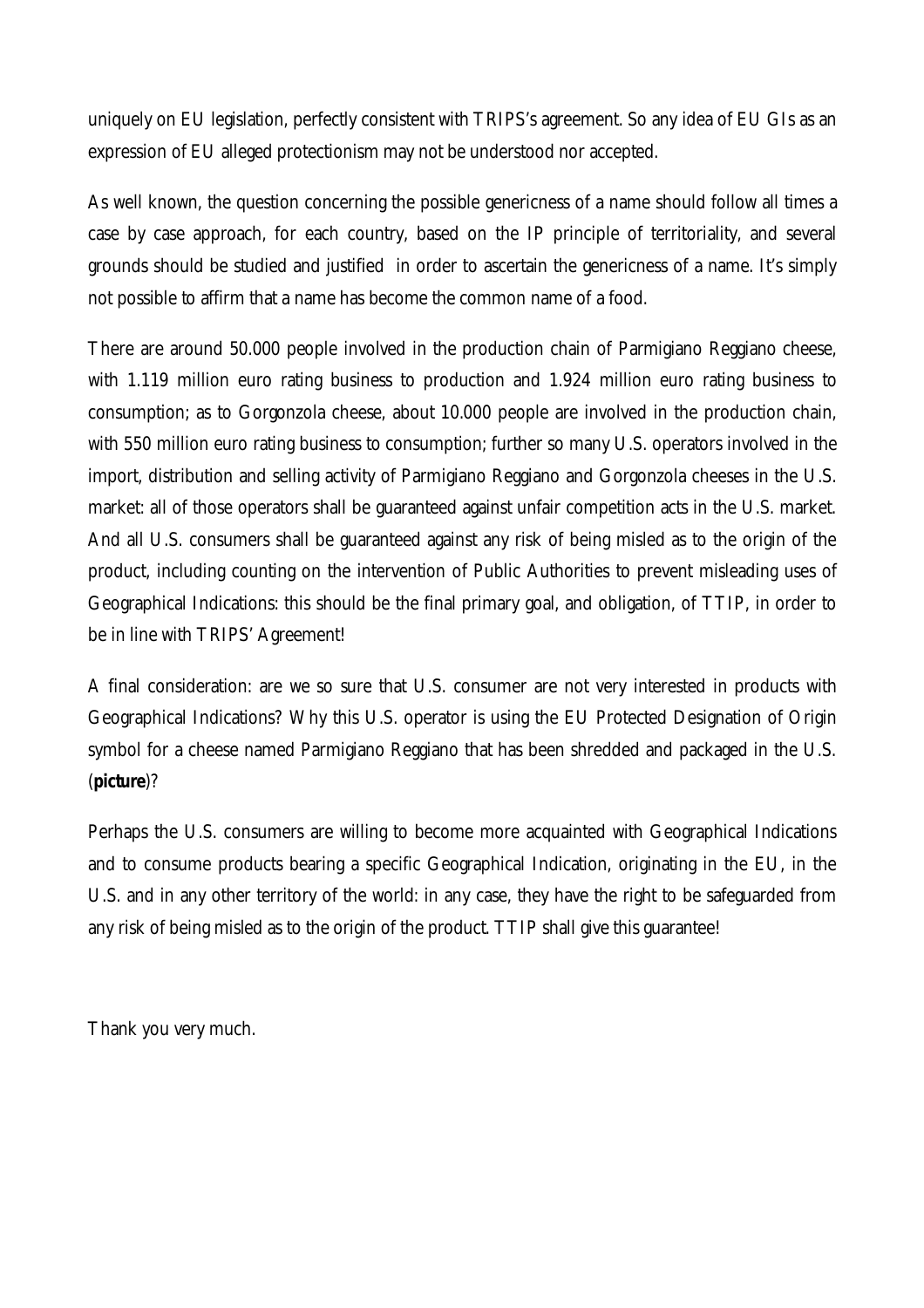uniquely on EU legislation, perfectly consistent with TRIPS's agreement. So any idea of EU GIs as an expression of EU alleged protectionism may not be understood nor accepted.

As well known, the question concerning the possible genericness of a name should follow all times a case by case approach, for each country, based on the IP principle of territoriality, and several grounds should be studied and justified in order to ascertain the genericness of a name. It's simply not possible to affirm that a name has become the common name of a food.

There are around 50.000 people involved in the production chain of Parmigiano Reggiano cheese, with 1.119 million euro rating business to production and 1.924 million euro rating business to consumption; as to Gorgonzola cheese, about 10.000 people are involved in the production chain, with 550 million euro rating business to consumption; further so many U.S. operators involved in the import, distribution and selling activity of Parmigiano Reggiano and Gorgonzola cheeses in the U.S. market: all of those operators shall be guaranteed against unfair competition acts in the U.S. market. And all U.S. consumers shall be guaranteed against any risk of being misled as to the origin of the product, including counting on the intervention of Public Authorities to prevent misleading uses of Geographical Indications: this should be the final primary goal, and obligation, of TTIP, in order to be in line with TRIPS' Agreement!

A final consideration: are we so sure that U.S. consumer are not very interested in products with Geographical Indications? Why this U.S. operator is using the EU Protected Designation of Origin symbol for a cheese named Parmigiano Reggiano that has been shredded and packaged in the U.S. (**picture**)?

Perhaps the U.S. consumers are willing to become more acquainted with Geographical Indications and to consume products bearing a specific Geographical Indication, originating in the EU, in the U.S. and in any other territory of the world: in any case, they have the right to be safeguarded from any risk of being misled as to the origin of the product. TTIP shall give this guarantee!

Thank you very much.